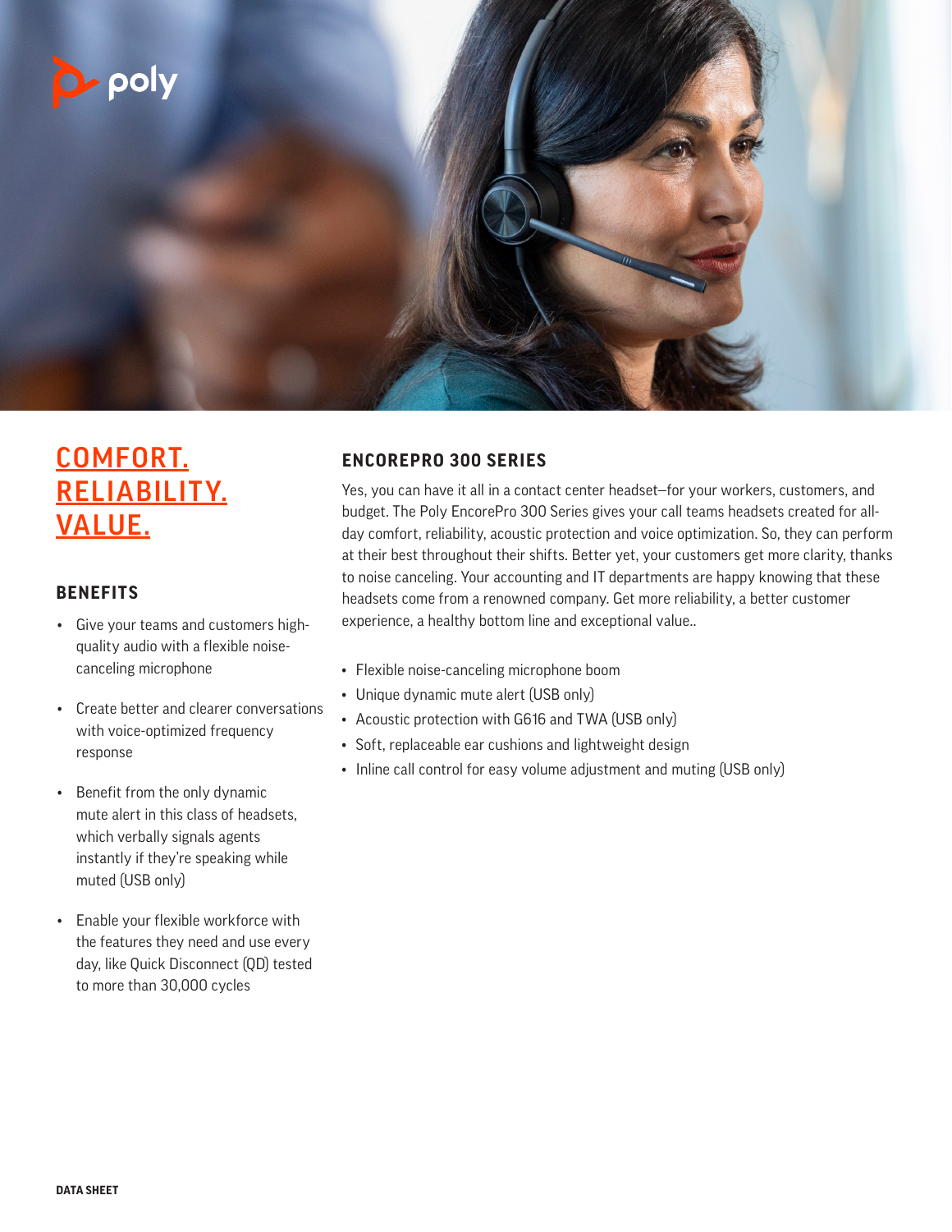poly

# COMFORT. RELIABILITY. VALUE.

## BENEFITS

- Give your teams and customers high-quality audio with a flexible noise-canceling microphone
- Create better and clearer conversations with voice-optimized frequency response
- Benefit from the only dynamic mute alert in this class of headsets, which verbally signals agents instantly if they're speaking while muted (USB only)
- Enable your flexible workforce with the features they need and use every day, like Quick Disconnect (QD) tested to more than 30,000 cycles

## ENCOREPRO 300 SERIES

Yes, you can have it all in a contact center headset—for your workers, customers, and budget. The Poly EncorePro 300 Series gives your call teams headsets created for all-day comfort, reliability, acoustic protection and voice optimization. So, they can perform at their best throughout their shifts. Better yet, your customers get more clarity, thanks to noise canceling. Your accounting and IT departments are happy knowing that these headsets come from a renowned company. Get more reliability, a better customer experience, a healthy bottom line and exceptional value..

- Flexible noise-canceling microphone boom
- Unique dynamic mute alert (USB only)
- Acoustic protection with G616 and TWA (USB only)
- Soft, replaceable ear cushions and lightweight design
- Inline call control for easy volume adjustment and muting (USB only)

DATA SHEET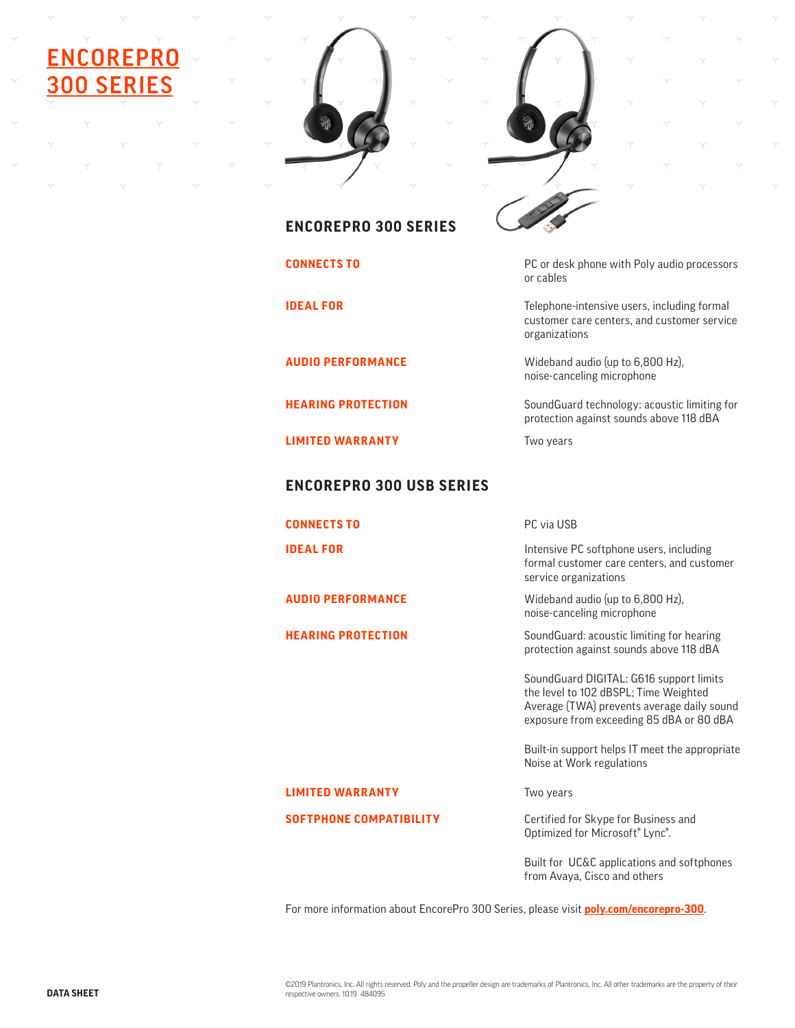# ENCOREPRO 300 SERIES

## ENCOREPRO 300 SERIES

| | |
|---|---|
| **CONNECTS TO** | PC or desk phone with Poly audio processors or cables |
| **IDEAL FOR** | Telephone-intensive users, including formal customer care centers, and customer service organizations |
| **AUDIO PERFORMANCE** | Wideband audio (up to 6,800 Hz), noise-canceling microphone |
| **HEARING PROTECTION** | SoundGuard technology: acoustic limiting for protection against sounds above 118 dBA |
| **LIMITED WARRANTY** | Two years |

## ENCOREPRO 300 USB SERIES

| | |
|---|---|
| **CONNECTS TO** | PC via USB |
| **IDEAL FOR** | Intensive PC softphone users, including formal customer care centers, and customer service organizations |
| **AUDIO PERFORMANCE** | Wideband audio (up to 6,800 Hz), noise-canceling microphone |
| **HEARING PROTECTION** | SoundGuard: acoustic limiting for hearing protection against sounds above 118 dBA<br><br>SoundGuard DIGITAL: G616 support limits the level to 102 dBSPL; Time Weighted Average (TWA) prevents average daily sound exposure from exceeding 85 dBA or 80 dBA<br><br>Built-in support helps IT meet the appropriate Noise at Work regulations |
| **LIMITED WARRANTY** | Two years |
| **SOFTPHONE COMPATIBILITY** | Certified for Skype for Business and Optimized for Microsoft® Lync®.<br><br>Built for UC&C applications and softphones from Avaya, Cisco and others |

For more information about EncorePro 300 Series, please visit **poly.com/encorepro-300**.

DATA SHEET

©2019 Plantronics, Inc. All rights reserved. Poly and the propeller design are trademarks of Plantronics, Inc. All other trademarks are the property of their respective owners. 10.19 484095